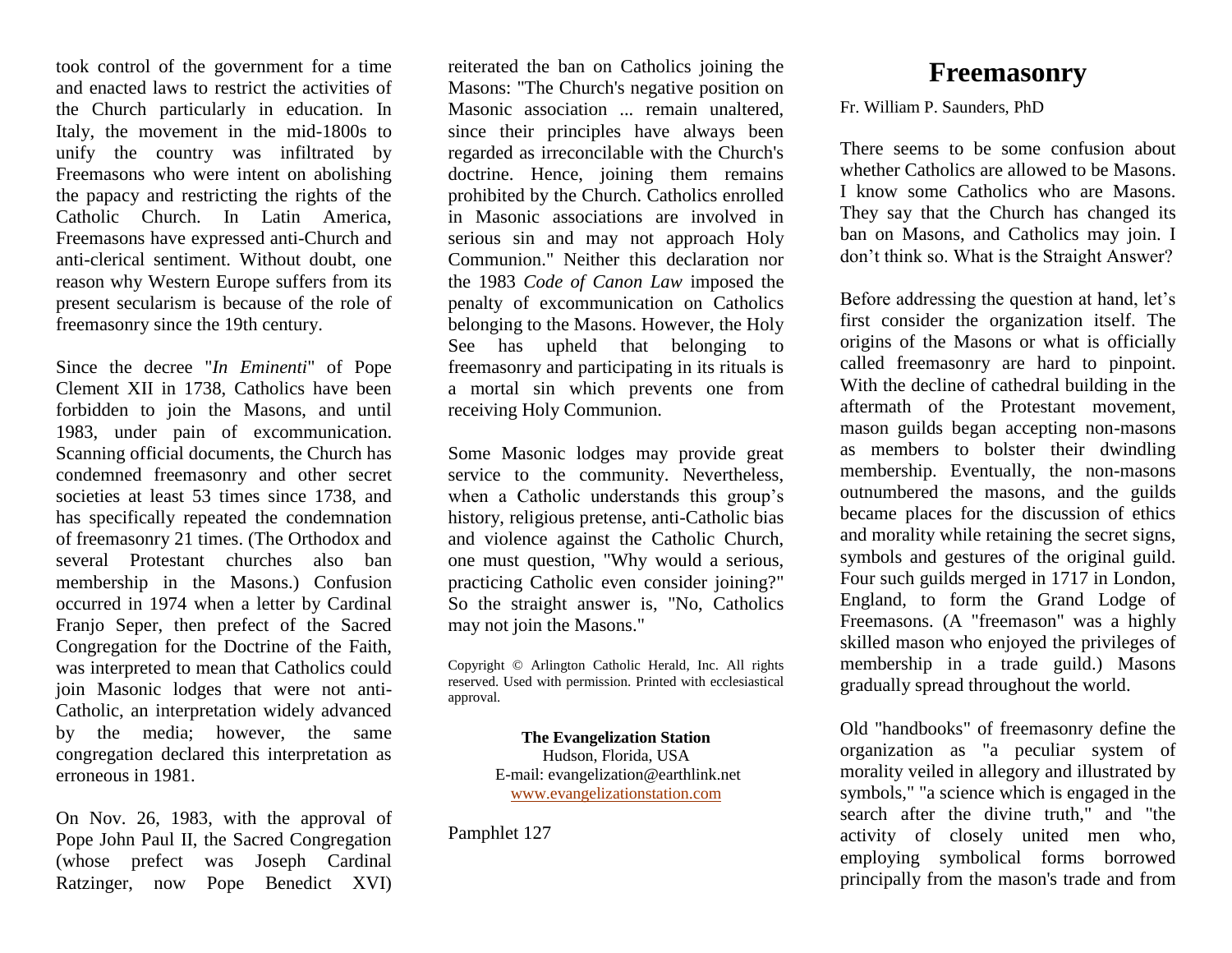# Freemasonry

Fr. William P. Saunders, PhD

There seems to be some confusion about whether Catholics are allowed to be Masons. I know some Catholics who are Masons. They say that the Church has changed its ban on Masons, and Catholics may join. I don't think so. What is the Straight Answer?

Before addressing the question at hand, let's first consider the organization itself. The origins of the Masons or what is officially called freemasonry are hard to pinpoint. With the decline of cathedral building in the aftermath of the Protestant movement, mason guilds began accepting non-masons as members to bolster their dwindling membership. Eventually, the non-masons outnumbered the masons, and the guilds became places for the discussion of ethics and morality while retaining the secret signs, symbols and gestures of the original guild. Four such guilds merged in 1717 in London, England, to form the Grand Lodge of Freemasons. (A "freemason" was a highly skilled mason who enjoyed the privileges of membership in a trade guild.) Masons gradually spread throughout the world.

Old "handbooks" of freemasonry define the organization as "a peculiar system of morality veiled in allegory and illustrated by symbols," "a science which is engaged in the search after the divine truth," and "the activity of closely united men who, employing symbolical forms borrowed principally from the mason's trade and from

took control of the government for a time and enacted laws to restrict the activities of the Church particularly in education. In Italy, the movement in the mid-1800s to unify the country was infiltrated by Freemasons who were intent on abolishing the papacy and restricting the rights of the Catholic Church. In Latin America, Freemasons have expressed anti-Church and anti-clerical sentiment. Without doubt, one reason why Western Europe suffers from its present secularism is because of the role of freemasonry since the 19th century.

Since the decree "*In Eminenti*" of Pope Clement XII in 1738, Catholics have been forbidden to join the Masons, and until 1983, under pain of excommunication. Scanning official documents, the Church has condemned freemasonry and other secret societies at least 53 times since 1738, and has specifically repeated the condemnation of freemasonry 21 times. (The Orthodox and several Protestant churches also ban membership in the Masons.) Confusion occurred in 1974 when a letter by Cardinal Franjo Seper, then prefect of the Sacred Congregation for the Doctrine of the Faith, was interpreted to mean that Catholics could join Masonic lodges that were not anti-Catholic, an interpretation widely advanced by the media; however, the same congregation declared this interpretation as erroneous in 1981.

On Nov. 26, 1983, with the approval of Pope John Paul II, the Sacred Congregation (whose prefect was Joseph Cardinal Ratzinger, now Pope Benedict XVI) reiterated the ban on Catholics joining the Masons: "The Church's negative position on Masonic association ... remain unaltered, since their principles have always been regarded as irreconcilable with the Church's doctrine. Hence, joining them remains prohibited by the Church. Catholics enrolled in Masonic associations are involved in serious sin and may not approach Holy Communion." Neither this declaration nor the 1983 *Code of Canon Law* imposed the penalty of excommunication on Catholics belonging to the Masons. However, the Holy See has upheld that belonging to freemasonry and participating in its rituals is a mortal sin which prevents one from receiving Holy Communion.

Some Masonic lodges may provide great service to the community. Nevertheless, when a Catholic understands this group's history, religious pretense, anti-Catholic bias and violence against the Catholic Church, one must question, "Why would a serious, practicing Catholic even consider joining?" So the straight answer is, "No, Catholics may not join the Masons."

Copyright © Arlington Catholic Herald, Inc. All rights reserved. Used with permission. Printed with ecclesiastical approval.

**The Evangelization Station**
Hudson, Florida, USA
E-mail: evangelization@earthlink.net
www.evangelizationstation.com

Pamphlet 127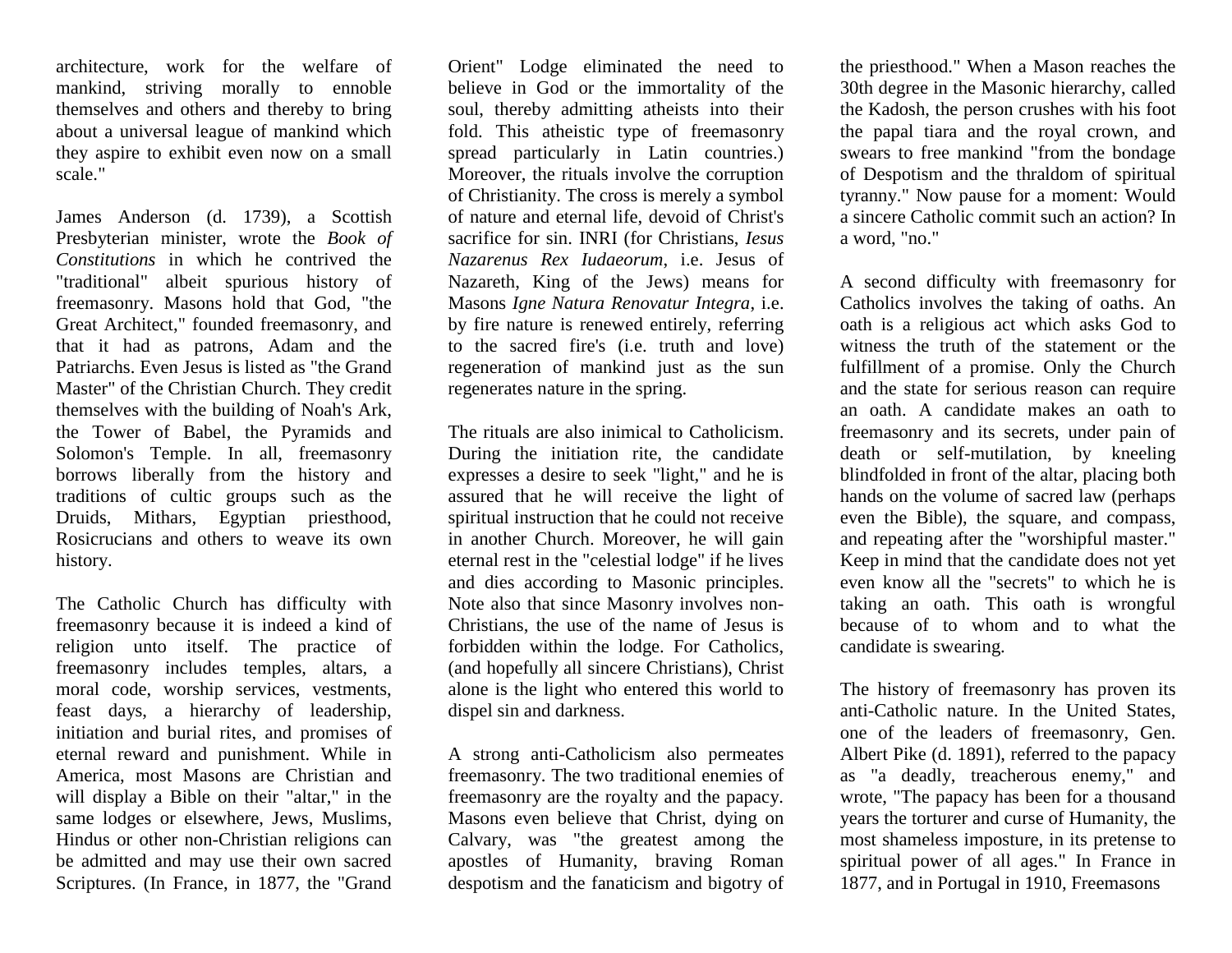architecture, work for the welfare of mankind, striving morally to ennoble themselves and others and thereby to bring about a universal league of mankind which they aspire to exhibit even now on a small scale."

James Anderson (d. 1739), a Scottish Presbyterian minister, wrote the *Book of Constitutions* in which he contrived the "traditional" albeit spurious history of freemasonry. Masons hold that God, "the Great Architect," founded freemasonry, and that it had as patrons, Adam and the Patriarchs. Even Jesus is listed as "the Grand Master" of the Christian Church. They credit themselves with the building of Noah's Ark, the Tower of Babel, the Pyramids and Solomon's Temple. In all, freemasonry borrows liberally from the history and traditions of cultic groups such as the Druids, Mithars, Egyptian priesthood, Rosicrucians and others to weave its own history.

The Catholic Church has difficulty with freemasonry because it is indeed a kind of religion unto itself. The practice of freemasonry includes temples, altars, a moral code, worship services, vestments, feast days, a hierarchy of leadership, initiation and burial rites, and promises of eternal reward and punishment. While in America, most Masons are Christian and will display a Bible on their "altar," in the same lodges or elsewhere, Jews, Muslims, Hindus or other non-Christian religions can be admitted and may use their own sacred Scriptures. (In France, in 1877, the "Grand Orient" Lodge eliminated the need to believe in God or the immortality of the soul, thereby admitting atheists into their fold. This atheistic type of freemasonry spread particularly in Latin countries.) Moreover, the rituals involve the corruption of Christianity. The cross is merely a symbol of nature and eternal life, devoid of Christ's sacrifice for sin. INRI (for Christians, *Iesus Nazarenus Rex Iudaeorum*, i.e. Jesus of Nazareth, King of the Jews) means for Masons *Igne Natura Renovatur Integra*, i.e. by fire nature is renewed entirely, referring to the sacred fire's (i.e. truth and love) regeneration of mankind just as the sun regenerates nature in the spring.

The rituals are also inimical to Catholicism. During the initiation rite, the candidate expresses a desire to seek "light," and he is assured that he will receive the light of spiritual instruction that he could not receive in another Church. Moreover, he will gain eternal rest in the "celestial lodge" if he lives and dies according to Masonic principles. Note also that since Masonry involves non-Christians, the use of the name of Jesus is forbidden within the lodge. For Catholics, (and hopefully all sincere Christians), Christ alone is the light who entered this world to dispel sin and darkness.

A strong anti-Catholicism also permeates freemasonry. The two traditional enemies of freemasonry are the royalty and the papacy. Masons even believe that Christ, dying on Calvary, was "the greatest among the apostles of Humanity, braving Roman despotism and the fanaticism and bigotry of the priesthood." When a Mason reaches the 30th degree in the Masonic hierarchy, called the Kadosh, the person crushes with his foot the papal tiara and the royal crown, and swears to free mankind "from the bondage of Despotism and the thraldom of spiritual tyranny." Now pause for a moment: Would a sincere Catholic commit such an action? In a word, "no."

A second difficulty with freemasonry for Catholics involves the taking of oaths. An oath is a religious act which asks God to witness the truth of the statement or the fulfillment of a promise. Only the Church and the state for serious reason can require an oath. A candidate makes an oath to freemasonry and its secrets, under pain of death or self-mutilation, by kneeling blindfolded in front of the altar, placing both hands on the volume of sacred law (perhaps even the Bible), the square, and compass, and repeating after the "worshipful master." Keep in mind that the candidate does not yet even know all the "secrets" to which he is taking an oath. This oath is wrongful because of to whom and to what the candidate is swearing.

The history of freemasonry has proven its anti-Catholic nature. In the United States, one of the leaders of freemasonry, Gen. Albert Pike (d. 1891), referred to the papacy as "a deadly, treacherous enemy," and wrote, "The papacy has been for a thousand years the torturer and curse of Humanity, the most shameless imposture, in its pretense to spiritual power of all ages." In France in 1877, and in Portugal in 1910, Freemasons